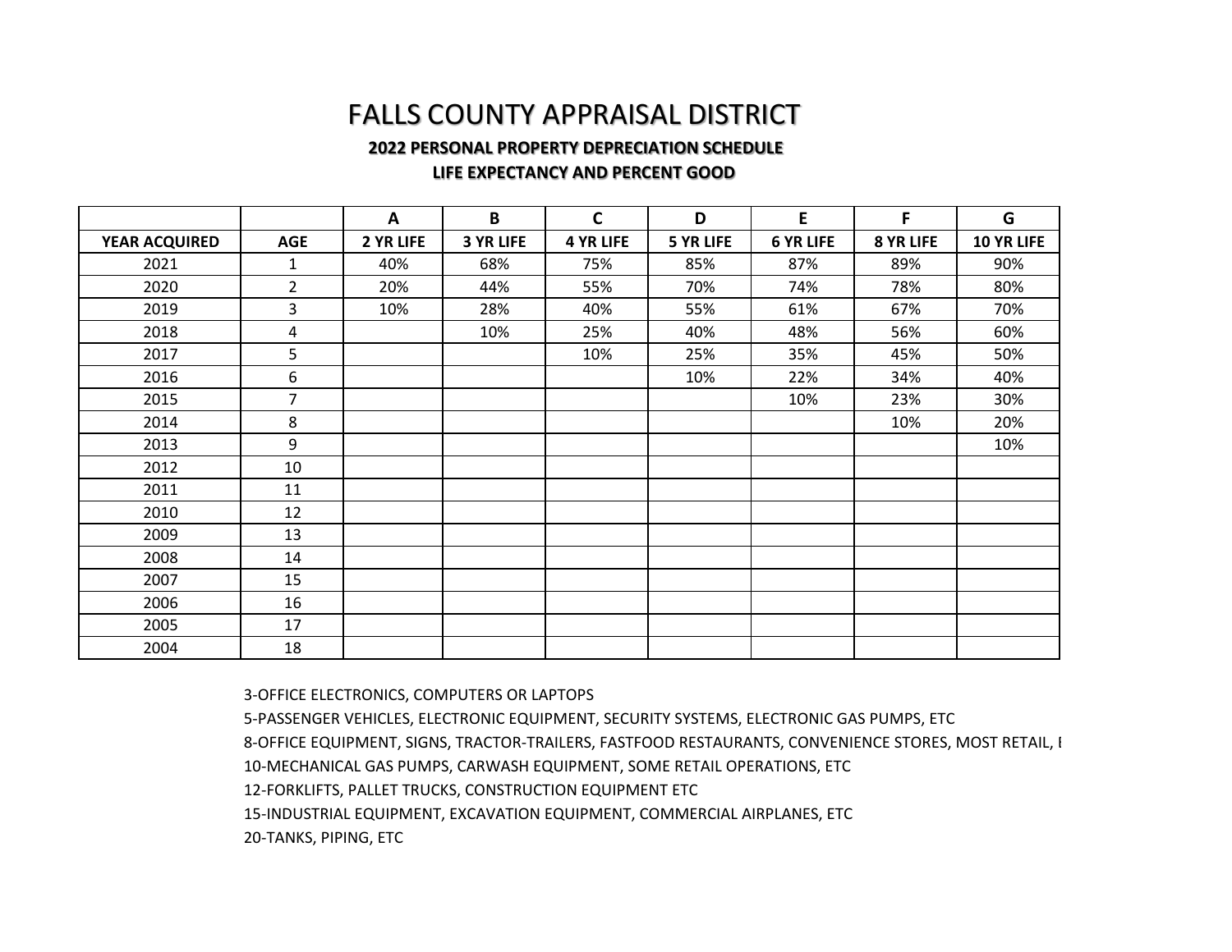# FALLS COUNTY APPRAISAL DISTRICT

**2022 PERSONAL PROPERTY DEPRECIATION SCHEDULE**

**LIFE EXPECTANCY AND PERCENT GOOD**

| | | A | B | C | D | E | F | G |
|---|---|---|---|---|---|---|---|---|
| **YEAR ACQUIRED** | **AGE** | **2 YR LIFE** | **3 YR LIFE** | **4 YR LIFE** | **5 YR LIFE** | **6 YR LIFE** | **8 YR LIFE** | **10 YR LIFE** |
| 2021 | 1 | 40% | 68% | 75% | 85% | 87% | 89% | 90% |
| 2020 | 2 | 20% | 44% | 55% | 70% | 74% | 78% | 80% |
| 2019 | 3 | 10% | 28% | 40% | 55% | 61% | 67% | 70% |
| 2018 | 4 | | 10% | 25% | 40% | 48% | 56% | 60% |
| 2017 | 5 | | | 10% | 25% | 35% | 45% | 50% |
| 2016 | 6 | | | | 10% | 22% | 34% | 40% |
| 2015 | 7 | | | | | 10% | 23% | 30% |
| 2014 | 8 | | | | | | 10% | 20% |
| 2013 | 9 | | | | | | | 10% |
| 2012 | 10 | | | | | | | |
| 2011 | 11 | | | | | | | |
| 2010 | 12 | | | | | | | |
| 2009 | 13 | | | | | | | |
| 2008 | 14 | | | | | | | |
| 2007 | 15 | | | | | | | |
| 2006 | 16 | | | | | | | |
| 2005 | 17 | | | | | | | |
| 2004 | 18 | | | | | | | |

3-OFFICE ELECTRONICS, COMPUTERS OR LAPTOPS

5-PASSENGER VEHICLES, ELECTRONIC EQUIPMENT, SECURITY SYSTEMS, ELECTRONIC GAS PUMPS, ETC

8-OFFICE EQUIPMENT, SIGNS, TRACTOR-TRAILERS, FASTFOOD RESTAURANTS, CONVENIENCE STORES, MOST RETAIL, E

10-MECHANICAL GAS PUMPS, CARWASH EQUIPMENT, SOME RETAIL OPERATIONS, ETC

12-FORKLIFTS, PALLET TRUCKS, CONSTRUCTION EQUIPMENT ETC

15-INDUSTRIAL EQUIPMENT, EXCAVATION EQUIPMENT, COMMERCIAL AIRPLANES, ETC

20-TANKS, PIPING, ETC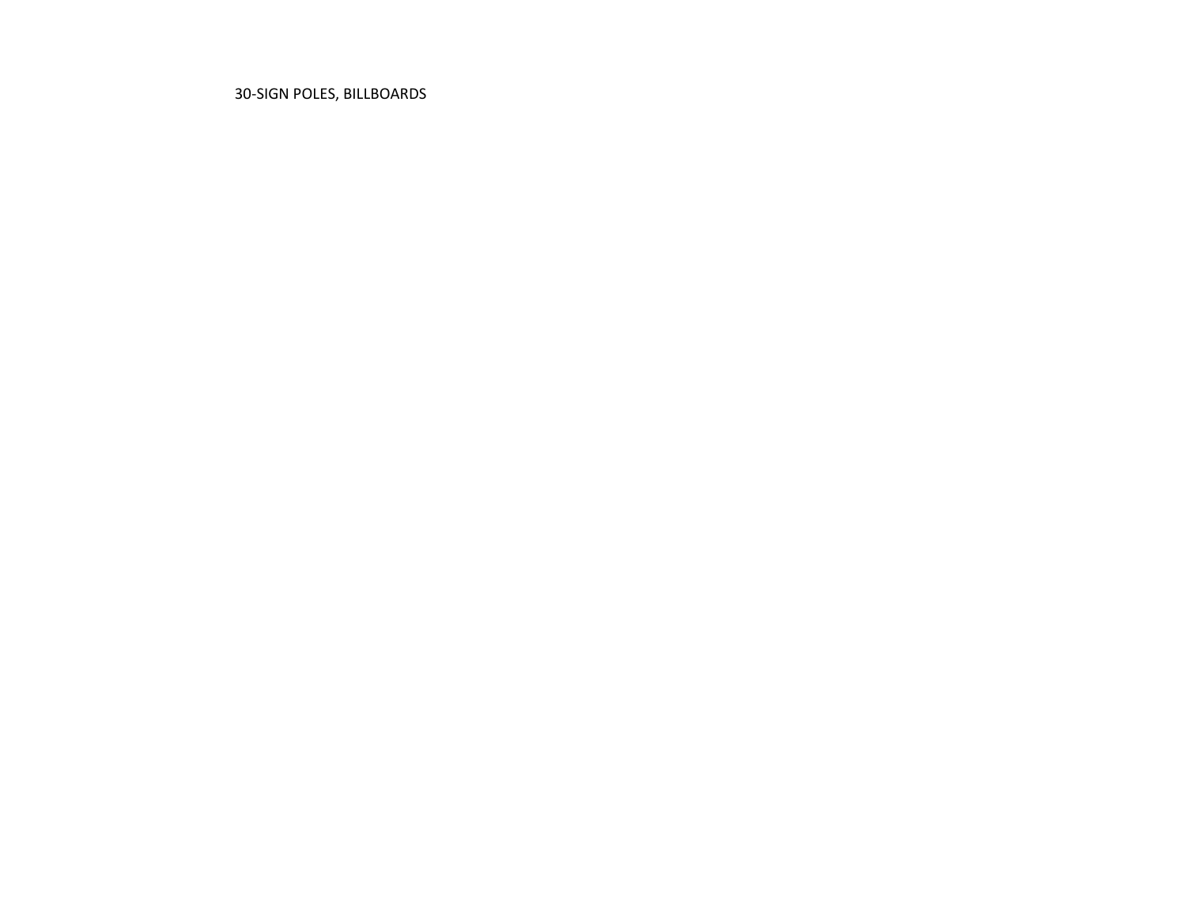30-SIGN POLES, BILLBOARDS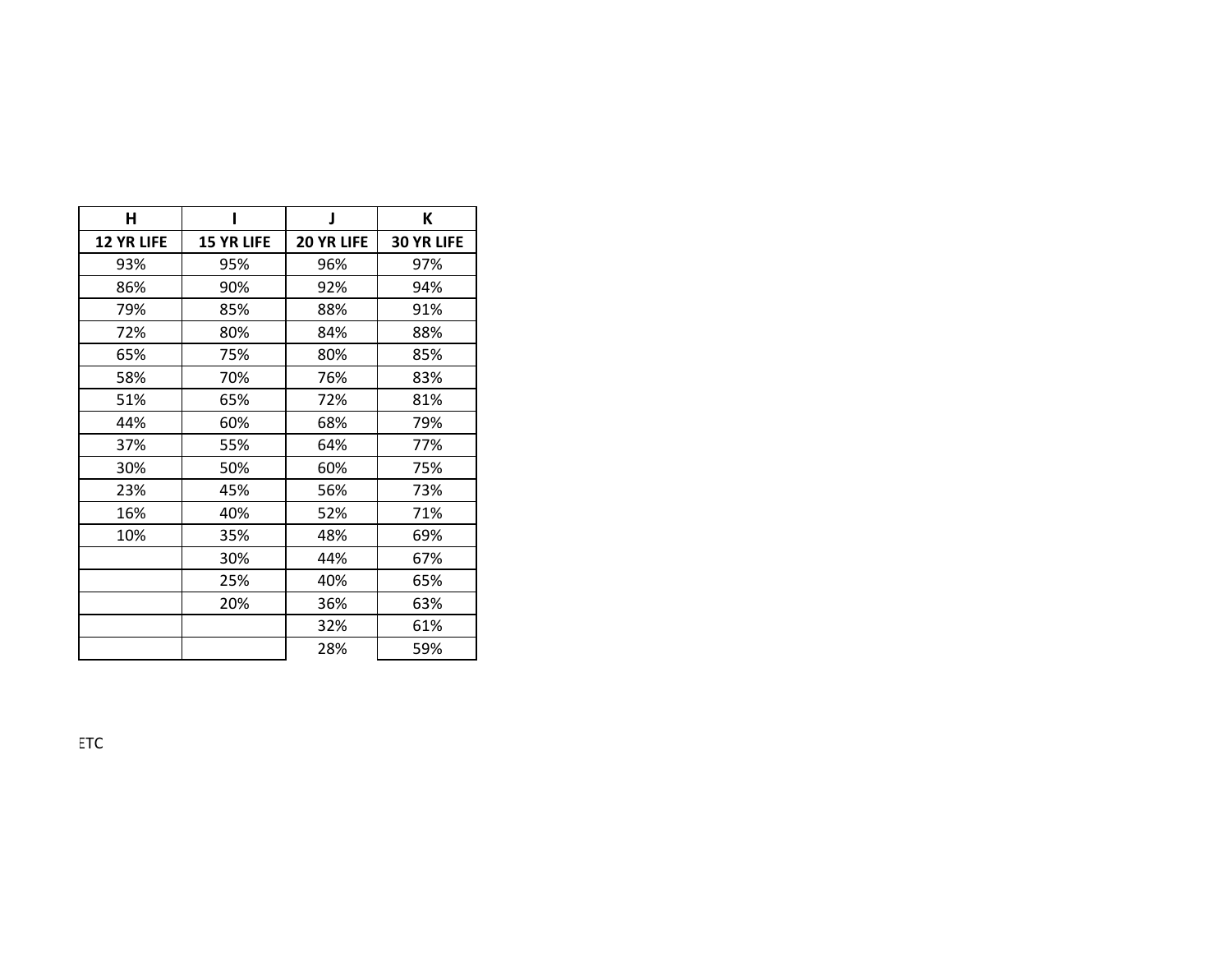| H | I | J | K |
|---|---|---|---|
| 12 YR LIFE | 15 YR LIFE | 20 YR LIFE | 30 YR LIFE |
| 93% | 95% | 96% | 97% |
| 86% | 90% | 92% | 94% |
| 79% | 85% | 88% | 91% |
| 72% | 80% | 84% | 88% |
| 65% | 75% | 80% | 85% |
| 58% | 70% | 76% | 83% |
| 51% | 65% | 72% | 81% |
| 44% | 60% | 68% | 79% |
| 37% | 55% | 64% | 77% |
| 30% | 50% | 60% | 75% |
| 23% | 45% | 56% | 73% |
| 16% | 40% | 52% | 71% |
| 10% | 35% | 48% | 69% |
| | 30% | 44% | 67% |
| | 25% | 40% | 65% |
| | 20% | 36% | 63% |
| | | 32% | 61% |
| | | 28% | 59% |

ETC